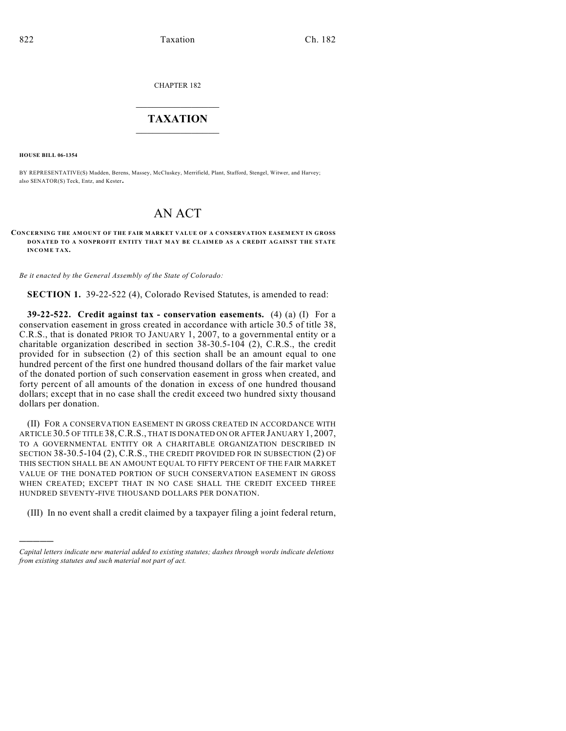CHAPTER 182

# TAXATION

**HOUSE BILL 06-1354**

BY REPRESENTATIVE(S) Madden, Berens, Massey, McCluskey, Merrifield, Plant, Stafford, Stengel, Witwer, and Harvey; also SENATOR(S) Teck, Entz, and Kester.

# AN ACT

**CONCERNING THE AMOUNT OF THE FAIR MARKET VALUE OF A CONSERVATION EASEMENT IN GROSS DONATED TO A NONPROFIT ENTITY THAT MAY BE CLAIMED AS A CREDIT AGAINST THE STATE INCOME TAX.**

*Be it enacted by the General Assembly of the State of Colorado:*

**SECTION 1.** 39-22-522 (4), Colorado Revised Statutes, is amended to read:

**39-22-522. Credit against tax - conservation easements.** (4) (a) (I) For a conservation easement in gross created in accordance with article 30.5 of title 38, C.R.S., that is donated PRIOR TO JANUARY 1, 2007, to a governmental entity or a charitable organization described in section 38-30.5-104 (2), C.R.S., the credit provided for in subsection (2) of this section shall be an amount equal to one hundred percent of the first one hundred thousand dollars of the fair market value of the donated portion of such conservation easement in gross when created, and forty percent of all amounts of the donation in excess of one hundred thousand dollars; except that in no case shall the credit exceed two hundred sixty thousand dollars per donation.

(II) FOR A CONSERVATION EASEMENT IN GROSS CREATED IN ACCORDANCE WITH ARTICLE 30.5 OF TITLE 38, C.R.S., THAT IS DONATED ON OR AFTER JANUARY 1, 2007, TO A GOVERNMENTAL ENTITY OR A CHARITABLE ORGANIZATION DESCRIBED IN SECTION 38-30.5-104 (2), C.R.S., THE CREDIT PROVIDED FOR IN SUBSECTION (2) OF THIS SECTION SHALL BE AN AMOUNT EQUAL TO FIFTY PERCENT OF THE FAIR MARKET VALUE OF THE DONATED PORTION OF SUCH CONSERVATION EASEMENT IN GROSS WHEN CREATED; EXCEPT THAT IN NO CASE SHALL THE CREDIT EXCEED THREE HUNDRED SEVENTY-FIVE THOUSAND DOLLARS PER DONATION.

(III) In no event shall a credit claimed by a taxpayer filing a joint federal return,

---

*Capital letters indicate new material added to existing statutes; dashes through words indicate deletions from existing statutes and such material not part of act.*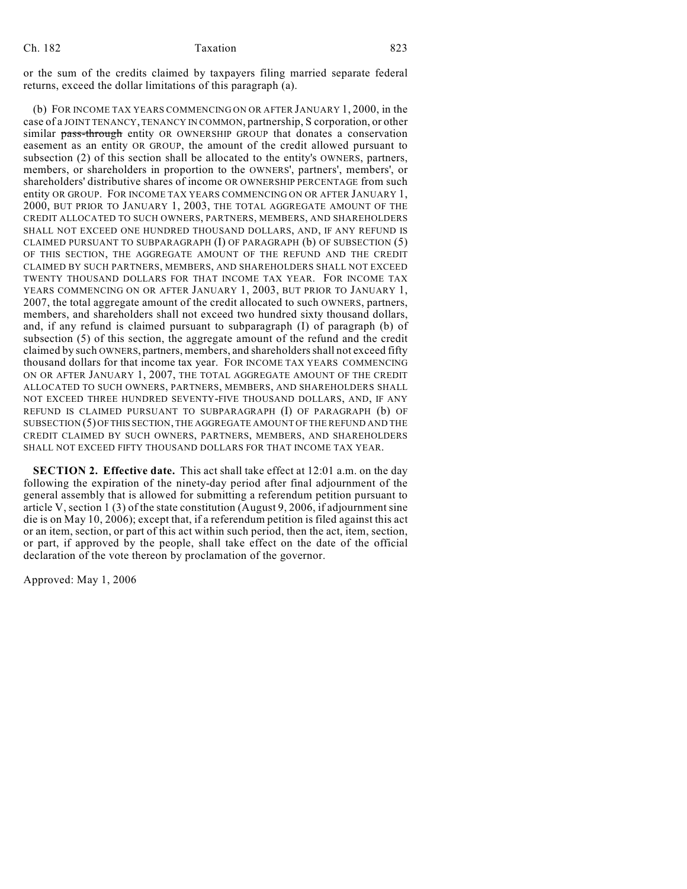or the sum of the credits claimed by taxpayers filing married separate federal returns, exceed the dollar limitations of this paragraph (a).

(b) FOR INCOME TAX YEARS COMMENCING ON OR AFTER JANUARY 1, 2000, in the case of a JOINT TENANCY, TENANCY IN COMMON, partnership, S corporation, or other similar ~~pass-through~~ entity OR OWNERSHIP GROUP that donates a conservation easement as an entity OR GROUP, the amount of the credit allowed pursuant to subsection (2) of this section shall be allocated to the entity's OWNERS, partners, members, or shareholders in proportion to the OWNERS', partners', members', or shareholders' distributive shares of income OR OWNERSHIP PERCENTAGE from such entity OR GROUP. FOR INCOME TAX YEARS COMMENCING ON OR AFTER JANUARY 1, 2000, BUT PRIOR TO JANUARY 1, 2003, THE TOTAL AGGREGATE AMOUNT OF THE CREDIT ALLOCATED TO SUCH OWNERS, PARTNERS, MEMBERS, AND SHAREHOLDERS SHALL NOT EXCEED ONE HUNDRED THOUSAND DOLLARS, AND, IF ANY REFUND IS CLAIMED PURSUANT TO SUBPARAGRAPH (I) OF PARAGRAPH (b) OF SUBSECTION (5) OF THIS SECTION, THE AGGREGATE AMOUNT OF THE REFUND AND THE CREDIT CLAIMED BY SUCH PARTNERS, MEMBERS, AND SHAREHOLDERS SHALL NOT EXCEED TWENTY THOUSAND DOLLARS FOR THAT INCOME TAX YEAR. FOR INCOME TAX YEARS COMMENCING ON OR AFTER JANUARY 1, 2003, BUT PRIOR TO JANUARY 1, 2007, the total aggregate amount of the credit allocated to such OWNERS, partners, members, and shareholders shall not exceed two hundred sixty thousand dollars, and, if any refund is claimed pursuant to subparagraph (I) of paragraph (b) of subsection (5) of this section, the aggregate amount of the refund and the credit claimed by such OWNERS, partners, members, and shareholders shall not exceed fifty thousand dollars for that income tax year. FOR INCOME TAX YEARS COMMENCING ON OR AFTER JANUARY 1, 2007, THE TOTAL AGGREGATE AMOUNT OF THE CREDIT ALLOCATED TO SUCH OWNERS, PARTNERS, MEMBERS, AND SHAREHOLDERS SHALL NOT EXCEED THREE HUNDRED SEVENTY-FIVE THOUSAND DOLLARS, AND, IF ANY REFUND IS CLAIMED PURSUANT TO SUBPARAGRAPH (I) OF PARAGRAPH (b) OF SUBSECTION (5) OF THIS SECTION, THE AGGREGATE AMOUNT OF THE REFUND AND THE CREDIT CLAIMED BY SUCH OWNERS, PARTNERS, MEMBERS, AND SHAREHOLDERS SHALL NOT EXCEED FIFTY THOUSAND DOLLARS FOR THAT INCOME TAX YEAR.

**SECTION 2. Effective date.** This act shall take effect at 12:01 a.m. on the day following the expiration of the ninety-day period after final adjournment of the general assembly that is allowed for submitting a referendum petition pursuant to article V, section 1 (3) of the state constitution (August 9, 2006, if adjournment sine die is on May 10, 2006); except that, if a referendum petition is filed against this act or an item, section, or part of this act within such period, then the act, item, section, or part, if approved by the people, shall take effect on the date of the official declaration of the vote thereon by proclamation of the governor.

Approved: May 1, 2006